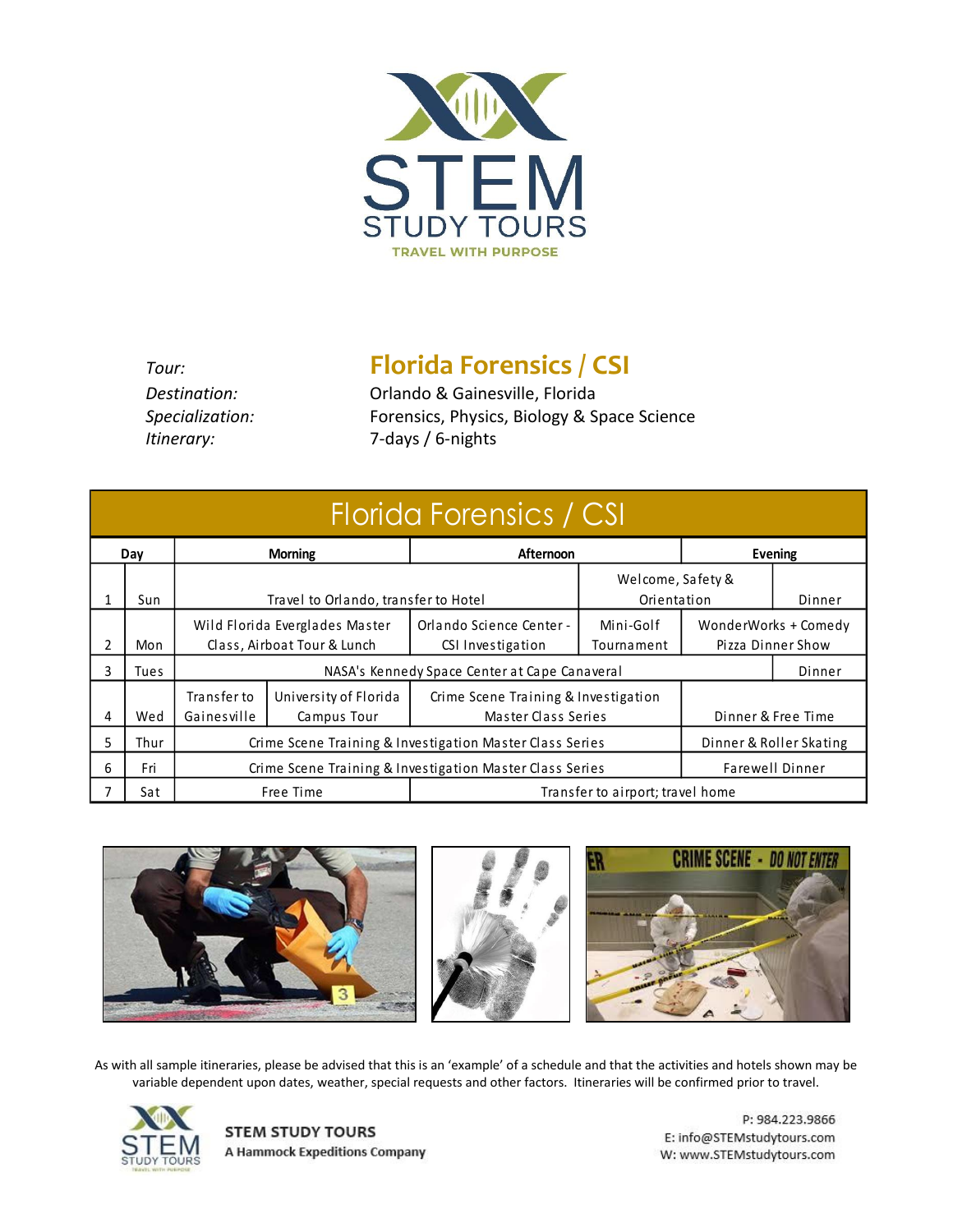# STEM STUDY TOURS

TRAVEL WITH PURPOSE

*Tour:* **Florida Forensics / CSI**
*Destination:* Orlando & Gainesville, Florida
*Specialization:* Forensics, Physics, Biology & Space Science
*Itinerary:* 7-days / 6-nights

## Florida Forensics / CSI

| Day | | Morning | | Afternoon | | Evening | |
|---|---|---|---|---|---|---|---|
| 1 | Sun | Travel to Orlando, transfer to Hotel | | | Welcome, Safety & Orientation | | Dinner |
| 2 | Mon | Wild Florida Everglades Master Class, Airboat Tour & Lunch | | Orlando Science Center - CSI Investigation | Mini-Golf Tournament | WonderWorks + Comedy Pizza Dinner Show | |
| 3 | Tues | NASA's Kennedy Space Center at Cape Canaveral | | | | | Dinner |
| 4 | Wed | Transfer to Gainesville | University of Florida Campus Tour | Crime Scene Training & Investigation Master Class Series | | Dinner & Free Time | |
| 5 | Thur | Crime Scene Training & Investigation Master Class Series | | | | Dinner & Roller Skating | |
| 6 | Fri | Crime Scene Training & Investigation Master Class Series | | | | Farewell Dinner | |
| 7 | Sat | Free Time | | Transfer to airport; travel home | | | |

As with all sample itineraries, please be advised that this is an 'example' of a schedule and that the activities and hotels shown may be variable dependent upon dates, weather, special requests and other factors. Itineraries will be confirmed prior to travel.

**STEM STUDY TOURS**
**A Hammock Expeditions Company**

P: 984.223.9866
E: info@STEMstudytours.com
W: www.STEMstudytours.com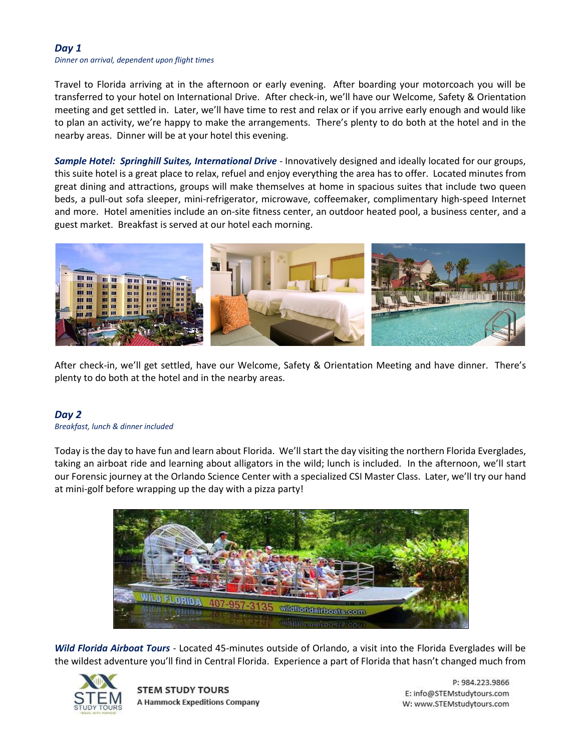### *Day 1*

*Dinner on arrival, dependent upon flight times*

Travel to Florida arriving at in the afternoon or early evening. After boarding your motorcoach you will be transferred to your hotel on International Drive. After check-in, we'll have our Welcome, Safety & Orientation meeting and get settled in. Later, we'll have time to rest and relax or if you arrive early enough and would like to plan an activity, we're happy to make the arrangements. There's plenty to do both at the hotel and in the nearby areas. Dinner will be at your hotel this evening.

***Sample Hotel: Springhill Suites, International Drive*** - Innovatively designed and ideally located for our groups, this suite hotel is a great place to relax, refuel and enjoy everything the area has to offer. Located minutes from great dining and attractions, groups will make themselves at home in spacious suites that include two queen beds, a pull-out sofa sleeper, mini-refrigerator, microwave, coffeemaker, complimentary high-speed Internet and more. Hotel amenities include an on-site fitness center, an outdoor heated pool, a business center, and a guest market. Breakfast is served at our hotel each morning.

After check-in, we'll get settled, have our Welcome, Safety & Orientation Meeting and have dinner. There's plenty to do both at the hotel and in the nearby areas.

### *Day 2*

*Breakfast, lunch & dinner included*

Today is the day to have fun and learn about Florida. We'll start the day visiting the northern Florida Everglades, taking an airboat ride and learning about alligators in the wild; lunch is included. In the afternoon, we'll start our Forensic journey at the Orlando Science Center with a specialized CSI Master Class. Later, we'll try our hand at mini-golf before wrapping up the day with a pizza party!

***Wild Florida Airboat Tours*** - Located 45-minutes outside of Orlando, a visit into the Florida Everglades will be the wildest adventure you'll find in Central Florida. Experience a part of Florida that hasn't changed much from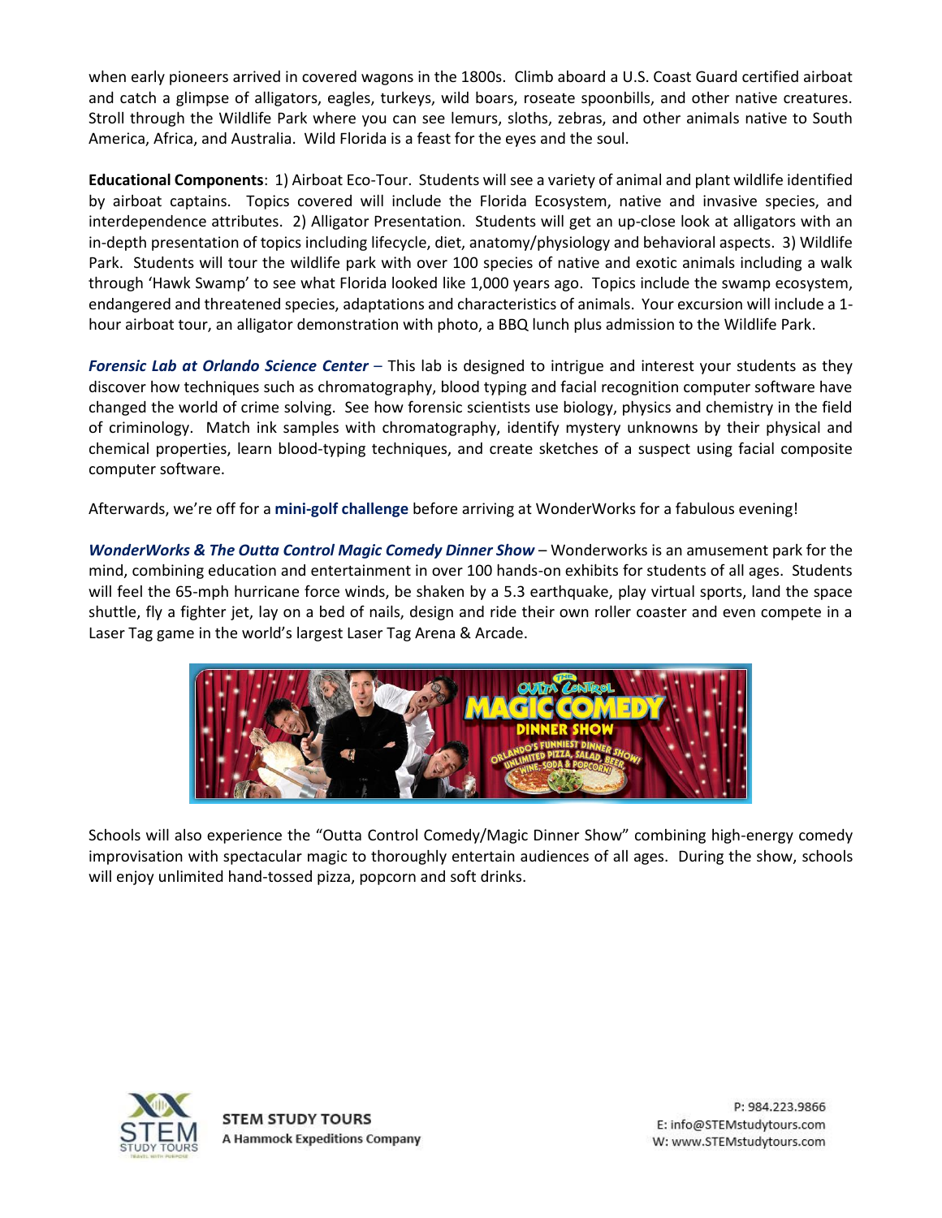when early pioneers arrived in covered wagons in the 1800s. Climb aboard a U.S. Coast Guard certified airboat and catch a glimpse of alligators, eagles, turkeys, wild boars, roseate spoonbills, and other native creatures. Stroll through the Wildlife Park where you can see lemurs, sloths, zebras, and other animals native to South America, Africa, and Australia. Wild Florida is a feast for the eyes and the soul.

**Educational Components**: 1) Airboat Eco-Tour. Students will see a variety of animal and plant wildlife identified by airboat captains. Topics covered will include the Florida Ecosystem, native and invasive species, and interdependence attributes. 2) Alligator Presentation. Students will get an up-close look at alligators with an in-depth presentation of topics including lifecycle, diet, anatomy/physiology and behavioral aspects. 3) Wildlife Park. Students will tour the wildlife park with over 100 species of native and exotic animals including a walk through 'Hawk Swamp' to see what Florida looked like 1,000 years ago. Topics include the swamp ecosystem, endangered and threatened species, adaptations and characteristics of animals. Your excursion will include a 1-hour airboat tour, an alligator demonstration with photo, a BBQ lunch plus admission to the Wildlife Park.

***Forensic Lab at Orlando Science Center*** – This lab is designed to intrigue and interest your students as they discover how techniques such as chromatography, blood typing and facial recognition computer software have changed the world of crime solving. See how forensic scientists use biology, physics and chemistry in the field of criminology. Match ink samples with chromatography, identify mystery unknowns by their physical and chemical properties, learn blood-typing techniques, and create sketches of a suspect using facial composite computer software.

Afterwards, we're off for a **mini-golf challenge** before arriving at WonderWorks for a fabulous evening!

***WonderWorks & The Outta Control Magic Comedy Dinner Show*** – Wonderworks is an amusement park for the mind, combining education and entertainment in over 100 hands-on exhibits for students of all ages. Students will feel the 65-mph hurricane force winds, be shaken by a 5.3 earthquake, play virtual sports, land the space shuttle, fly a fighter jet, lay on a bed of nails, design and ride their own roller coaster and even compete in a Laser Tag game in the world's largest Laser Tag Arena & Arcade.

Schools will also experience the "Outta Control Comedy/Magic Dinner Show" combining high-energy comedy improvisation with spectacular magic to thoroughly entertain audiences of all ages. During the show, schools will enjoy unlimited hand-tossed pizza, popcorn and soft drinks.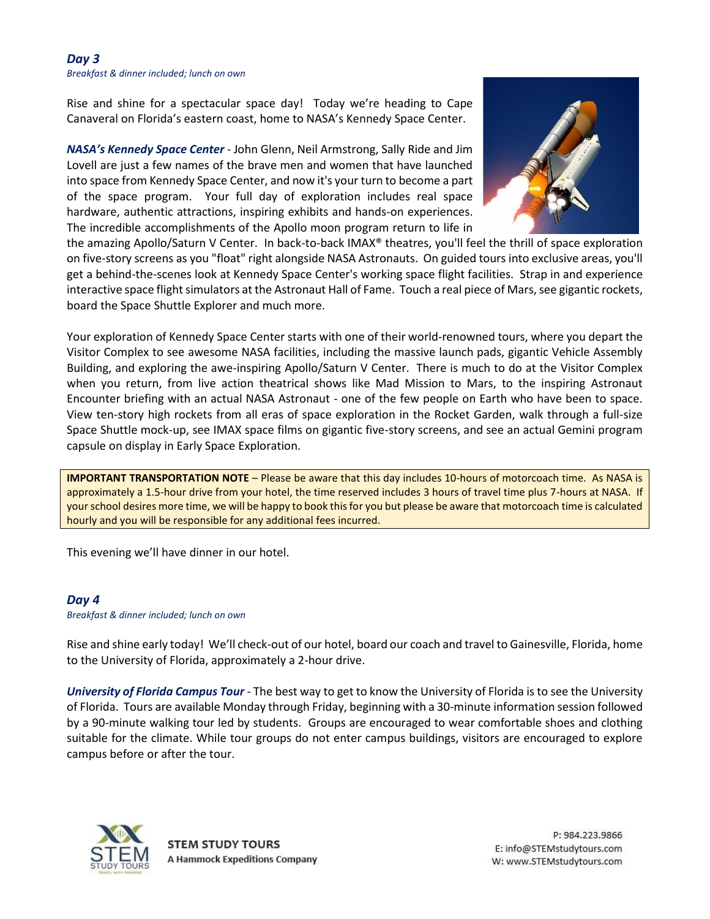## Day 3

*Breakfast & dinner included; lunch on own*

Rise and shine for a spectacular space day! Today we're heading to Cape Canaveral on Florida's eastern coast, home to NASA's Kennedy Space Center.

***NASA's Kennedy Space Center*** - John Glenn, Neil Armstrong, Sally Ride and Jim Lovell are just a few names of the brave men and women that have launched into space from Kennedy Space Center, and now it's your turn to become a part of the space program. Your full day of exploration includes real space hardware, authentic attractions, inspiring exhibits and hands-on experiences. The incredible accomplishments of the Apollo moon program return to life in the amazing Apollo/Saturn V Center. In back-to-back IMAX® theatres, you'll feel the thrill of space exploration on five-story screens as you "float" right alongside NASA Astronauts. On guided tours into exclusive areas, you'll get a behind-the-scenes look at Kennedy Space Center's working space flight facilities. Strap in and experience interactive space flight simulators at the Astronaut Hall of Fame. Touch a real piece of Mars, see gigantic rockets, board the Space Shuttle Explorer and much more.

Your exploration of Kennedy Space Center starts with one of their world-renowned tours, where you depart the Visitor Complex to see awesome NASA facilities, including the massive launch pads, gigantic Vehicle Assembly Building, and exploring the awe-inspiring Apollo/Saturn V Center. There is much to do at the Visitor Complex when you return, from live action theatrical shows like Mad Mission to Mars, to the inspiring Astronaut Encounter briefing with an actual NASA Astronaut - one of the few people on Earth who have been to space. View ten-story high rockets from all eras of space exploration in the Rocket Garden, walk through a full-size Space Shuttle mock-up, see IMAX space films on gigantic five-story screens, and see an actual Gemini program capsule on display in Early Space Exploration.

> **IMPORTANT TRANSPORTATION NOTE** – Please be aware that this day includes 10-hours of motorcoach time. As NASA is approximately a 1.5-hour drive from your hotel, the time reserved includes 3 hours of travel time plus 7-hours at NASA. If your school desires more time, we will be happy to book this for you but please be aware that motorcoach time is calculated hourly and you will be responsible for any additional fees incurred.

This evening we'll have dinner in our hotel.

## Day 4

*Breakfast & dinner included; lunch on own*

Rise and shine early today! We'll check-out of our hotel, board our coach and travel to Gainesville, Florida, home to the University of Florida, approximately a 2-hour drive.

***University of Florida Campus Tour*** - The best way to get to know the University of Florida is to see the University of Florida. Tours are available Monday through Friday, beginning with a 30-minute information session followed by a 90-minute walking tour led by students. Groups are encouraged to wear comfortable shoes and clothing suitable for the climate. While tour groups do not enter campus buildings, visitors are encouraged to explore campus before or after the tour.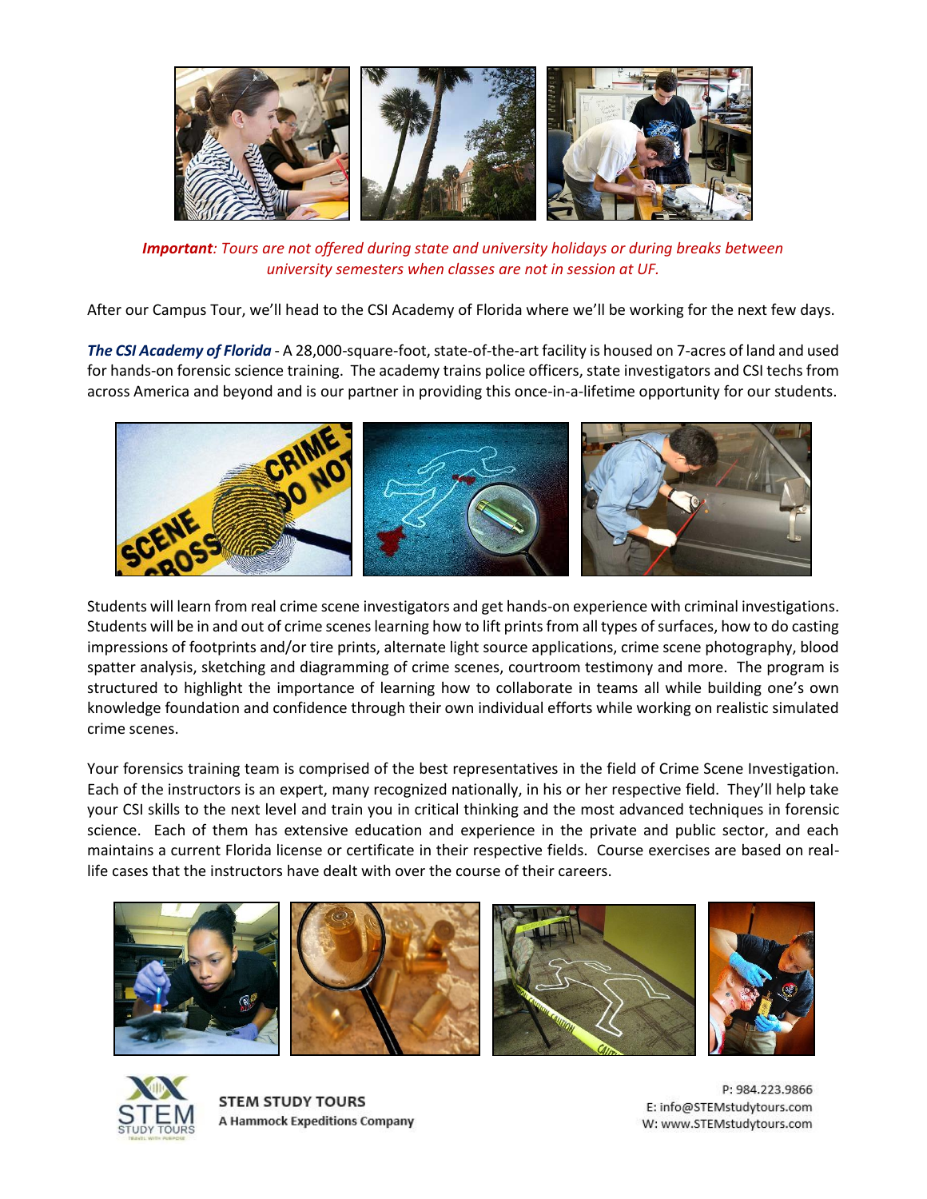***Important**: Tours are not offered during state and university holidays or during breaks between university semesters when classes are not in session at UF.*

After our Campus Tour, we'll head to the CSI Academy of Florida where we'll be working for the next few days.

***The CSI Academy of Florida*** - A 28,000-square-foot, state-of-the-art facility is housed on 7-acres of land and used for hands-on forensic science training. The academy trains police officers, state investigators and CSI techs from across America and beyond and is our partner in providing this once-in-a-lifetime opportunity for our students.

Students will learn from real crime scene investigators and get hands-on experience with criminal investigations. Students will be in and out of crime scenes learning how to lift prints from all types of surfaces, how to do casting impressions of footprints and/or tire prints, alternate light source applications, crime scene photography, blood spatter analysis, sketching and diagramming of crime scenes, courtroom testimony and more. The program is structured to highlight the importance of learning how to collaborate in teams all while building one's own knowledge foundation and confidence through their own individual efforts while working on realistic simulated crime scenes.

Your forensics training team is comprised of the best representatives in the field of Crime Scene Investigation. Each of the instructors is an expert, many recognized nationally, in his or her respective field. They'll help take your CSI skills to the next level and train you in critical thinking and the most advanced techniques in forensic science. Each of them has extensive education and experience in the private and public sector, and each maintains a current Florida license or certificate in their respective fields. Course exercises are based on real-life cases that the instructors have dealt with over the course of their careers.

STEM STUDY TOURS
A Hammock Expeditions Company

P: 984.223.9866
E: info@STEMstudytours.com
W: www.STEMstudytours.com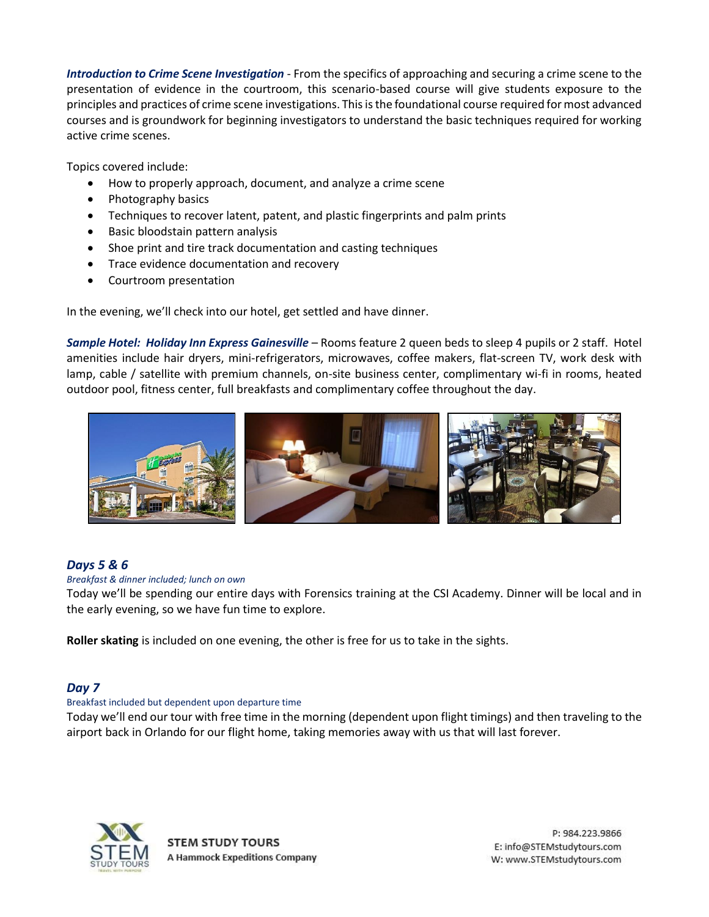***Introduction to Crime Scene Investigation*** - From the specifics of approaching and securing a crime scene to the presentation of evidence in the courtroom, this scenario-based course will give students exposure to the principles and practices of crime scene investigations. This is the foundational course required for most advanced courses and is groundwork for beginning investigators to understand the basic techniques required for working active crime scenes.

Topics covered include:

- How to properly approach, document, and analyze a crime scene
- Photography basics
- Techniques to recover latent, patent, and plastic fingerprints and palm prints
- Basic bloodstain pattern analysis
- Shoe print and tire track documentation and casting techniques
- Trace evidence documentation and recovery
- Courtroom presentation

In the evening, we'll check into our hotel, get settled and have dinner.

***Sample Hotel: Holiday Inn Express Gainesville*** – Rooms feature 2 queen beds to sleep 4 pupils or 2 staff. Hotel amenities include hair dryers, mini-refrigerators, microwaves, coffee makers, flat-screen TV, work desk with lamp, cable / satellite with premium channels, on-site business center, complimentary wi-fi in rooms, heated outdoor pool, fitness center, full breakfasts and complimentary coffee throughout the day.

## *Days 5 & 6*

*Breakfast & dinner included; lunch on own*

Today we'll be spending our entire days with Forensics training at the CSI Academy. Dinner will be local and in the early evening, so we have fun time to explore.

**Roller skating** is included on one evening, the other is free for us to take in the sights.

## *Day 7*

Breakfast included but dependent upon departure time

Today we'll end our tour with free time in the morning (dependent upon flight timings) and then traveling to the airport back in Orlando for our flight home, taking memories away with us that will last forever.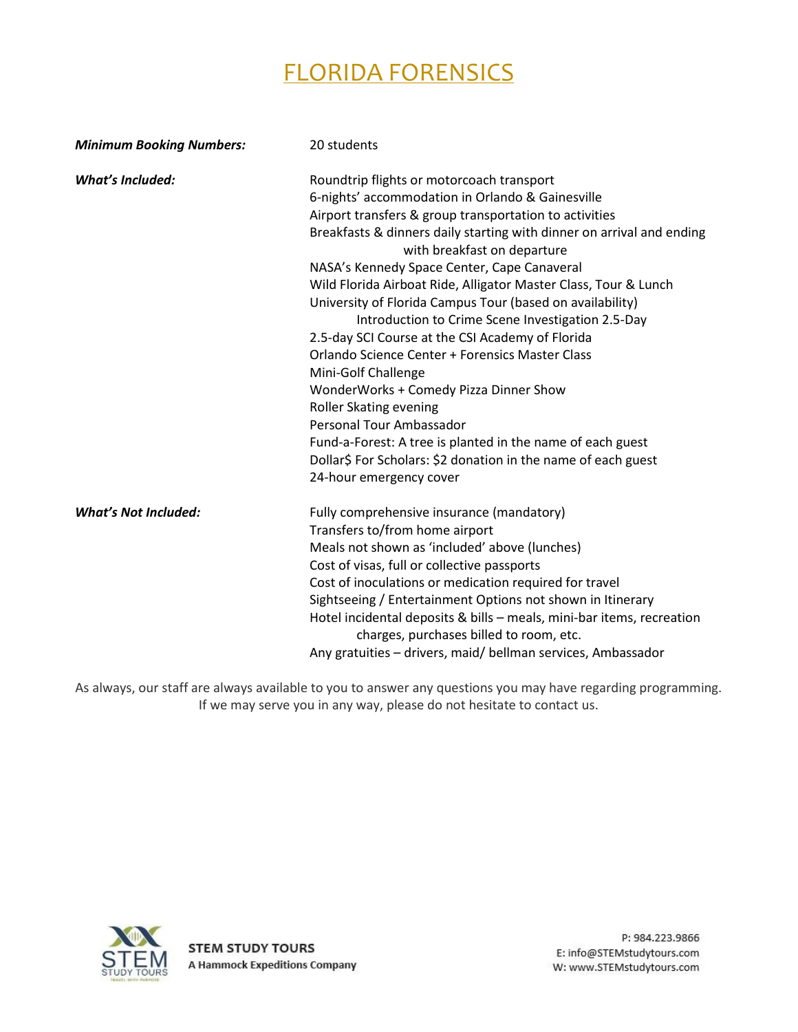# FLORIDA FORENSICS

| | |
|---|---|
| ***Minimum Booking Numbers:*** | 20 students |
| ***What's Included:*** | Roundtrip flights or motorcoach transport<br>6-nights' accommodation in Orlando & Gainesville<br>Airport transfers & group transportation to activities<br>Breakfasts & dinners daily starting with dinner on arrival and ending with breakfast on departure<br>NASA's Kennedy Space Center, Cape Canaveral<br>Wild Florida Airboat Ride, Alligator Master Class, Tour & Lunch<br>University of Florida Campus Tour (based on availability)<br>Introduction to Crime Scene Investigation 2.5-Day<br>2.5-day SCI Course at the CSI Academy of Florida<br>Orlando Science Center + Forensics Master Class<br>Mini-Golf Challenge<br>WonderWorks + Comedy Pizza Dinner Show<br>Roller Skating evening<br>Personal Tour Ambassador<br>Fund-a-Forest: A tree is planted in the name of each guest<br>Dollar$ For Scholars: $2 donation in the name of each guest<br>24-hour emergency cover |
| ***What's Not Included:*** | Fully comprehensive insurance (mandatory)<br>Transfers to/from home airport<br>Meals not shown as 'included' above (lunches)<br>Cost of visas, full or collective passports<br>Cost of inoculations or medication required for travel<br>Sightseeing / Entertainment Options not shown in Itinerary<br>Hotel incidental deposits & bills – meals, mini-bar items, recreation charges, purchases billed to room, etc.<br>Any gratuities – drivers, maid/ bellman services, Ambassador |

As always, our staff are always available to you to answer any questions you may have regarding programming. If we may serve you in any way, please do not hesitate to contact us.

**STEM STUDY TOURS**
**A Hammock Expeditions Company**

P: 984.223.9866
E: info@STEMstudytours.com
W: www.STEMstudytours.com